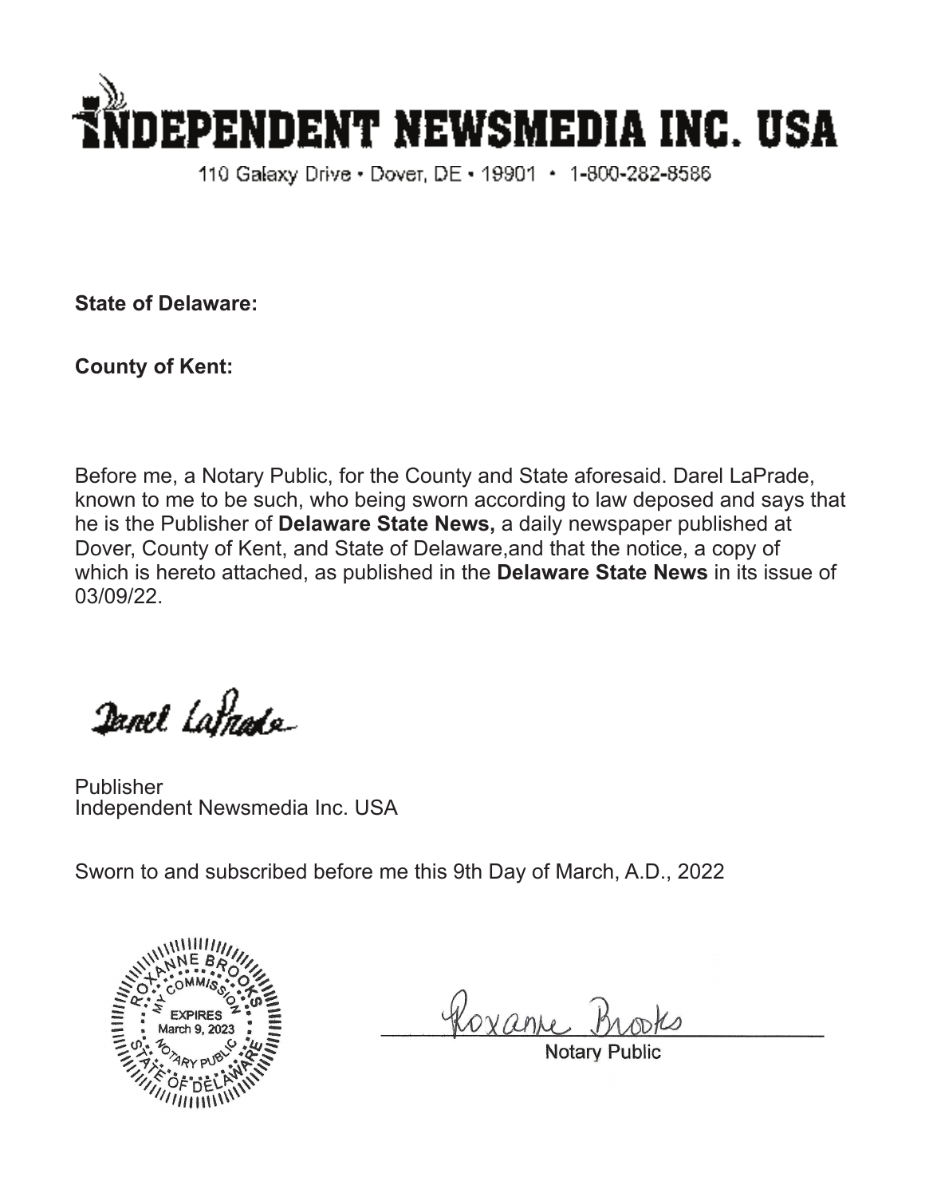# INDEPENDENT NEWSMEDIA INC. USA

110 Galaxy Drive • Dover, DE • 19901 • 1-800-282-8586

**State of Delaware:**

**County of Kent:**

Before me, a Notary Public, for the County and State aforesaid. Darel LaPrade, known to me to be such, who being sworn according to law deposed and says that he is the Publisher of **Delaware State News,** a daily newspaper published at Dover, County of Kent, and State of Delaware,and that the notice, a copy of which is hereto attached, as published in the **Delaware State News** in its issue of 03/09/22.

Darel LaPrade

Publisher
Independent Newsmedia Inc. USA

Sworn to and subscribed before me this 9th Day of March, A.D., 2022

ROXANNE BROOKS
MY COMMISSION EXPIRES March 9, 2023
NOTARY PUBLIC
STATE OF DELAWARE

Roxanne Brooks
Notary Public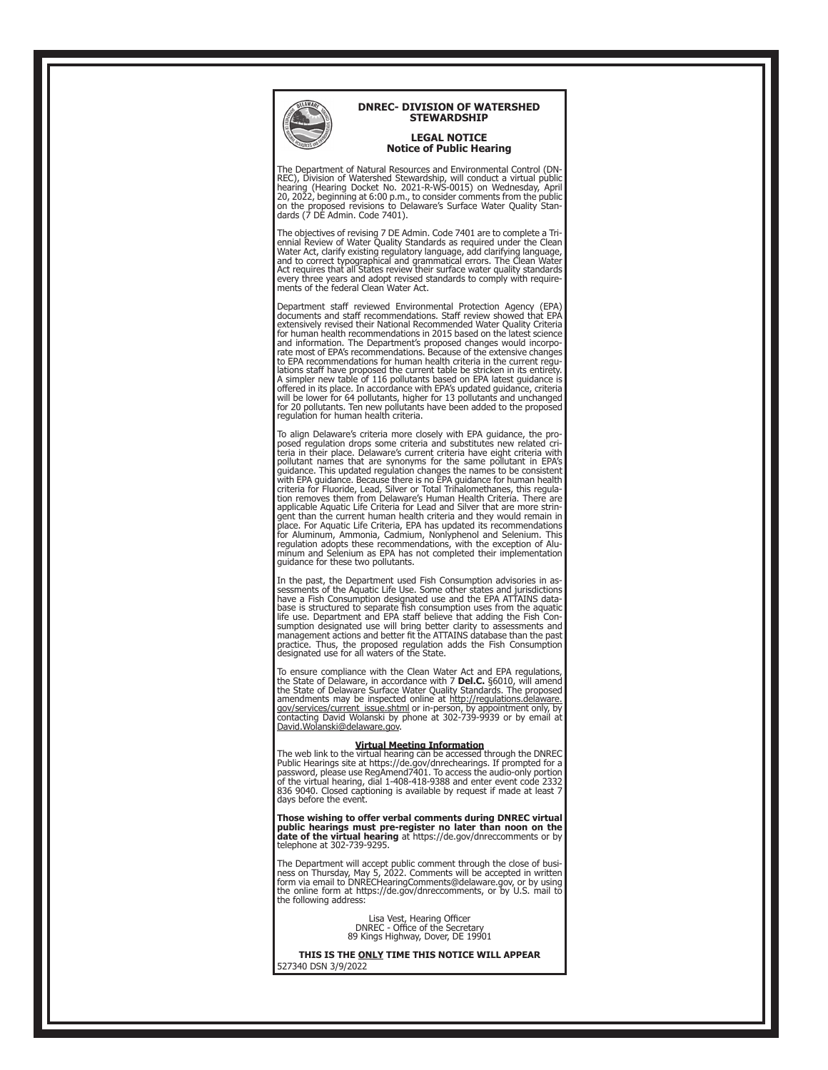## DNREC- DIVISION OF WATERSHED STEWARDSHIP

### LEGAL NOTICE
### Notice of Public Hearing

The Department of Natural Resources and Environmental Control (DNREC), Division of Watershed Stewardship, will conduct a virtual public hearing (Hearing Docket No. 2021-R-WS-0015) on Wednesday, April 20, 2022, beginning at 6:00 p.m., to consider comments from the public on the proposed revisions to Delaware's Surface Water Quality Standards (7 DE Admin. Code 7401).

The objectives of revising 7 DE Admin. Code 7401 are to complete a Triennial Review of Water Quality Standards as required under the Clean Water Act, clarify existing regulatory language, add clarifying language, and to correct typographical and grammatical errors. The Clean Water Act requires that all States review their surface water quality standards every three years and adopt revised standards to comply with requirements of the federal Clean Water Act.

Department staff reviewed Environmental Protection Agency (EPA) documents and staff recommendations. Staff review showed that EPA extensively revised their National Recommended Water Quality Criteria for human health recommendations in 2015 based on the latest science and information. The Department's proposed changes would incorporate most of EPA's recommendations. Because of the extensive changes to EPA recommendations for human health criteria in the current regulations staff have proposed the current table be stricken in its entirety. A simpler new table of 116 pollutants based on EPA latest guidance is offered in its place. In accordance with EPA's updated guidance, criteria will be lower for 64 pollutants, higher for 13 pollutants and unchanged for 20 pollutants. Ten new pollutants have been added to the proposed regulation for human health criteria.

To align Delaware's criteria more closely with EPA guidance, the proposed regulation drops some criteria and substitutes new related criteria in their place. Delaware's current criteria have eight criteria with pollutant names that are synonyms for the same pollutant in EPA's guidance. This updated regulation changes the names to be consistent with EPA guidance. Because there is no EPA guidance for human health criteria for Fluoride, Lead, Silver or Total Trihalomethanes, this regulation removes them from Delaware's Human Health Criteria. There are applicable Aquatic Life Criteria for Lead and Silver that are more stringent than the current human health criteria and they would remain in place. For Aquatic Life Criteria, EPA has updated its recommendations for Aluminum, Ammonia, Cadmium, Nonlyphenol and Selenium. This regulation adopts these recommendations, with the exception of Aluminum and Selenium as EPA has not completed their implementation guidance for these two pollutants.

In the past, the Department used Fish Consumption advisories in assessments of the Aquatic Life Use. Some other states and jurisdictions have a Fish Consumption designated use and the EPA ATTAINS database is structured to separate fish consumption uses from the aquatic life use. Department and EPA staff believe that adding the Fish Consumption designated use will bring better clarity to assessments and management actions and better fit the ATTAINS database than the past practice. Thus, the proposed regulation adds the Fish Consumption designated use for all waters of the State.

To ensure compliance with the Clean Water Act and EPA regulations, the State of Delaware, in accordance with 7 **Del.C.** §6010, will amend the State of Delaware Surface Water Quality Standards. The proposed amendments may be inspected online at http://regulations.delaware.gov/services/current_issue.shtml or in-person, by appointment only, by contacting David Wolanski by phone at 302-739-9939 or by email at David.Wolanski@delaware.gov.

**Virtual Meeting Information**

The web link to the virtual hearing can be accessed through the DNREC Public Hearings site at https://de.gov/dnrechearings. If prompted for a password, please use RegAmend7401. To access the audio-only portion of the virtual hearing, dial 1-408-418-9388 and enter event code 2332 836 9040. Closed captioning is available by request if made at least 7 days before the event.

**Those wishing to offer verbal comments during DNREC virtual public hearings must pre-register no later than noon on the date of the virtual hearing** at https://de.gov/dnreccomments or by telephone at 302-739-9295.

The Department will accept public comment through the close of business on Thursday, May 5, 2022. Comments will be accepted in written form via email to DNRECHearingComments@delaware.gov, or by using the online form at https://de.gov/dnreccomments, or by U.S. mail to the following address:

Lisa Vest, Hearing Officer
DNREC - Office of the Secretary
89 Kings Highway, Dover, DE 19901

**THIS IS THE ONLY TIME THIS NOTICE WILL APPEAR**

527340 DSN 3/9/2022